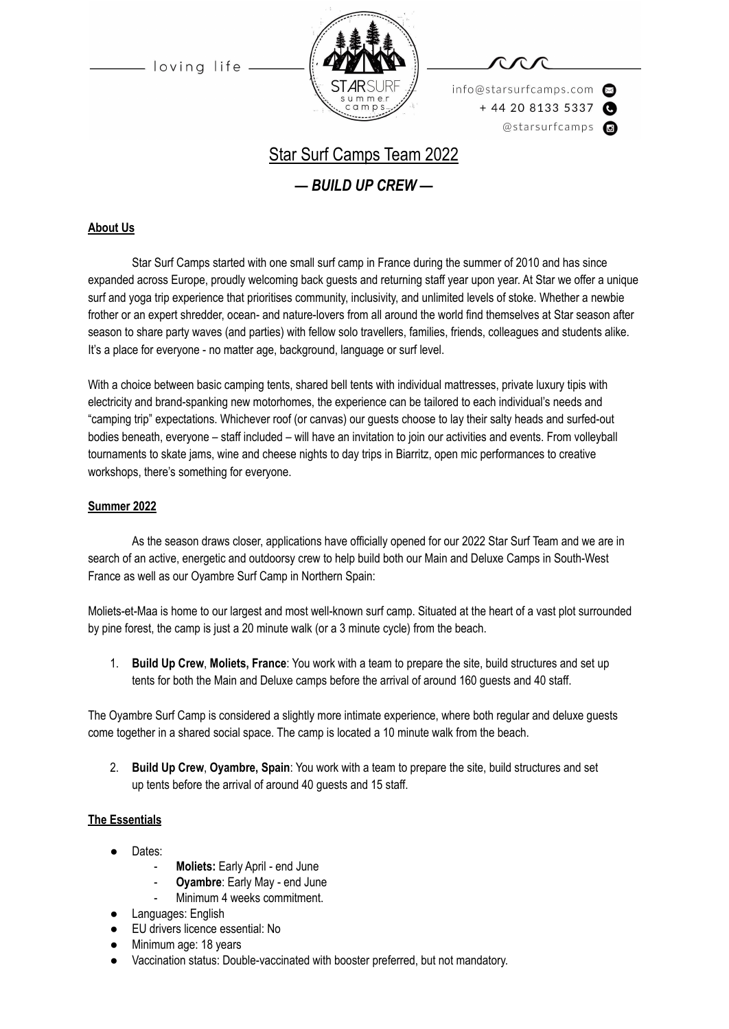loving life

info@starsurfcamps.com
+ 44 20 8133 5337
@starsurfcamps

# Star Surf Camps Team 2022

## *— BUILD UP CREW —*

**About Us**

Star Surf Camps started with one small surf camp in France during the summer of 2010 and has since expanded across Europe, proudly welcoming back guests and returning staff year upon year. At Star we offer a unique surf and yoga trip experience that prioritises community, inclusivity, and unlimited levels of stoke. Whether a newbie frother or an expert shredder, ocean- and nature-lovers from all around the world find themselves at Star season after season to share party waves (and parties) with fellow solo travellers, families, friends, colleagues and students alike. It's a place for everyone - no matter age, background, language or surf level.

With a choice between basic camping tents, shared bell tents with individual mattresses, private luxury tipis with electricity and brand-spanking new motorhomes, the experience can be tailored to each individual's needs and "camping trip" expectations. Whichever roof (or canvas) our guests choose to lay their salty heads and surfed-out bodies beneath, everyone – staff included – will have an invitation to join our activities and events. From volleyball tournaments to skate jams, wine and cheese nights to day trips in Biarritz, open mic performances to creative workshops, there's something for everyone.

**Summer 2022**

As the season draws closer, applications have officially opened for our 2022 Star Surf Team and we are in search of an active, energetic and outdoorsy crew to help build both our Main and Deluxe Camps in South-West France as well as our Oyambre Surf Camp in Northern Spain:

Moliets-et-Maa is home to our largest and most well-known surf camp. Situated at the heart of a vast plot surrounded by pine forest, the camp is just a 20 minute walk (or a 3 minute cycle) from the beach.

1. **Build Up Crew**, **Moliets, France**: You work with a team to prepare the site, build structures and set up tents for both the Main and Deluxe camps before the arrival of around 160 guests and 40 staff.

The Oyambre Surf Camp is considered a slightly more intimate experience, where both regular and deluxe guests come together in a shared social space. The camp is located a 10 minute walk from the beach.

2. **Build Up Crew**, **Oyambre, Spain**: You work with a team to prepare the site, build structures and set up tents before the arrival of around 40 guests and 15 staff.

**The Essentials**

- Dates:
    - **Moliets:** Early April - end June
    - **Oyambre**: Early May - end June
    - Minimum 4 weeks commitment.
- Languages: English
- EU drivers licence essential: No
- Minimum age: 18 years
- Vaccination status: Double-vaccinated with booster preferred, but not mandatory.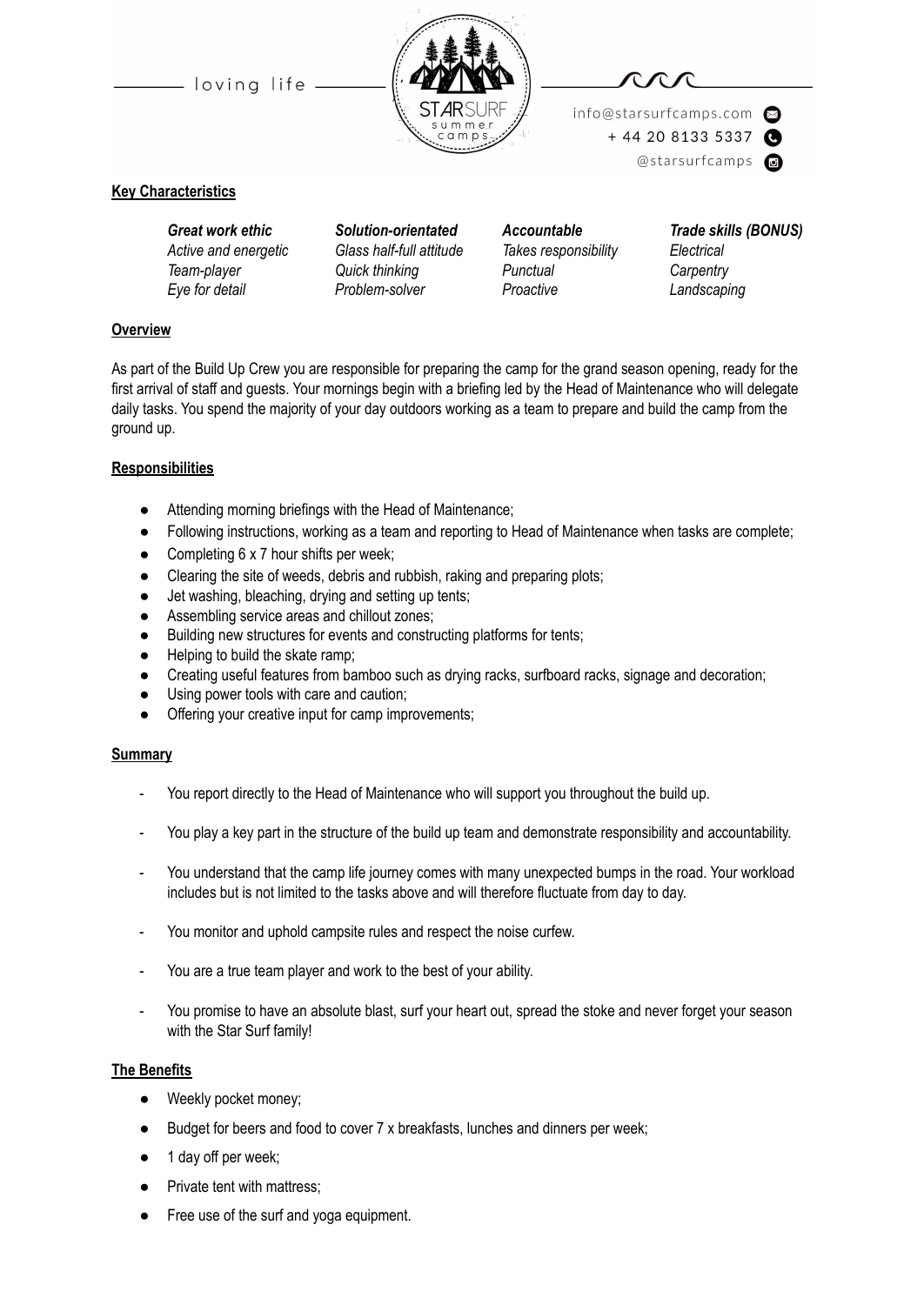## Key Characteristics

| *Great work ethic* | *Solution-orientated* | *Accountable* | *Trade skills (BONUS)* |
|---|---|---|---|
| *Active and energetic* | *Glass half-full attitude* | *Takes responsibility* | *Electrical* |
| *Team-player* | *Quick thinking* | *Punctual* | *Carpentry* |
| *Eye for detail* | *Problem-solver* | *Proactive* | *Landscaping* |

## Overview

As part of the Build Up Crew you are responsible for preparing the camp for the grand season opening, ready for the first arrival of staff and guests. Your mornings begin with a briefing led by the Head of Maintenance who will delegate daily tasks. You spend the majority of your day outdoors working as a team to prepare and build the camp from the ground up.

## Responsibilities

- Attending morning briefings with the Head of Maintenance;
- Following instructions, working as a team and reporting to Head of Maintenance when tasks are complete;
- Completing 6 x 7 hour shifts per week;
- Clearing the site of weeds, debris and rubbish, raking and preparing plots;
- Jet washing, bleaching, drying and setting up tents;
- Assembling service areas and chillout zones;
- Building new structures for events and constructing platforms for tents;
- Helping to build the skate ramp;
- Creating useful features from bamboo such as drying racks, surfboard racks, signage and decoration;
- Using power tools with care and caution;
- Offering your creative input for camp improvements;

## Summary

- You report directly to the Head of Maintenance who will support you throughout the build up.
- You play a key part in the structure of the build up team and demonstrate responsibility and accountability.
- You understand that the camp life journey comes with many unexpected bumps in the road. Your workload includes but is not limited to the tasks above and will therefore fluctuate from day to day.
- You monitor and uphold campsite rules and respect the noise curfew.
- You are a true team player and work to the best of your ability.
- You promise to have an absolute blast, surf your heart out, spread the stoke and never forget your season with the Star Surf family!

## The Benefits

- Weekly pocket money;
- Budget for beers and food to cover 7 x breakfasts, lunches and dinners per week;
- 1 day off per week;
- Private tent with mattress;
- Free use of the surf and yoga equipment.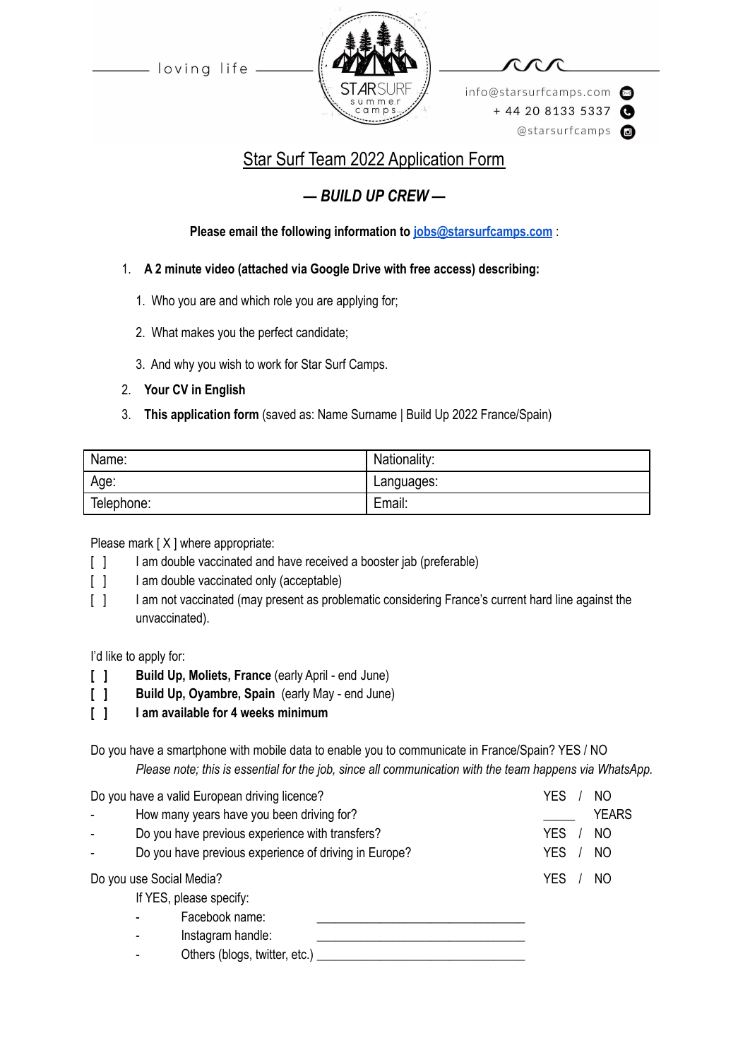loving life

info@starsurfcamps.com
+ 44 20 8133 5337
@starsurfcamps

# Star Surf Team 2022 Application Form

## *— BUILD UP CREW —*

**Please email the following information to [jobs@starsurfcamps.com](mailto:jobs@starsurfcamps.com)** :

1. **A 2 minute video (attached via Google Drive with free access) describing:**
   1. Who you are and which role you are applying for;
   2. What makes you the perfect candidate;
   3. And why you wish to work for Star Surf Camps.
2. **Your CV in English**
3. **This application form** (saved as: Name Surname | Build Up 2022 France/Spain)

| Name: | Nationality: |
|---|---|
| Age: | Languages: |
| Telephone: | Email: |

Please mark [ X ] where appropriate:

[ ] I am double vaccinated and have received a booster jab (preferable)
[ ] I am double vaccinated only (acceptable)
[ ] I am not vaccinated (may present as problematic considering France's current hard line against the unvaccinated).

I'd like to apply for:

**[ ] Build Up, Moliets, France** (early April - end June)
**[ ] Build Up, Oyambre, Spain** (early May - end June)
**[ ] I am available for 4 weeks minimum**

Do you have a smartphone with mobile data to enable you to communicate in France/Spain? YES / NO
*Please note; this is essential for the job, since all communication with the team happens via WhatsApp.*

Do you have a valid European driving licence? YES / NO
- How many years have you been driving for? _____ YEARS
- Do you have previous experience with transfers? YES / NO
- Do you have previous experience of driving in Europe? YES / NO

Do you use Social Media? YES / NO
If YES, please specify:
- Facebook name: ______________________________
- Instagram handle: ______________________________
- Others (blogs, twitter, etc.) ______________________________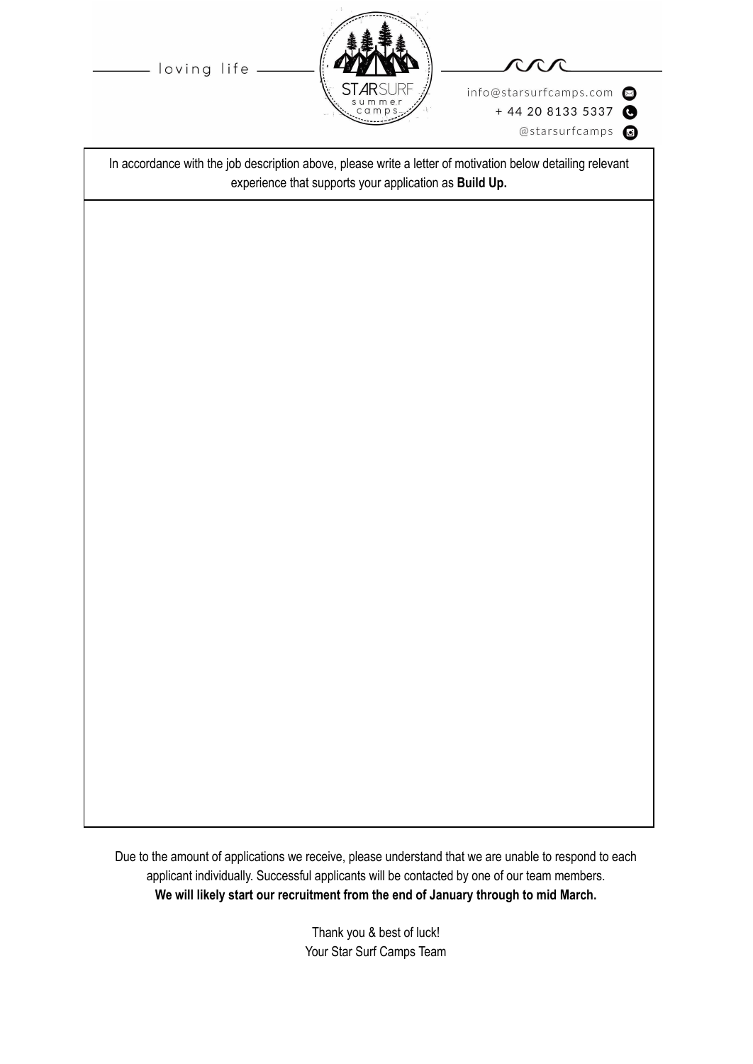loving life

STARSURF summer camps

info@starsurfcamps.com
+ 44 20 8133 5337
@starsurfcamps

| In accordance with the job description above, please write a letter of motivation below detailing relevant experience that supports your application as **Build Up.** |
| --- |
| |

Due to the amount of applications we receive, please understand that we are unable to respond to each applicant individually. Successful applicants will be contacted by one of our team members.
**We will likely start our recruitment from the end of January through to mid March.**

Thank you & best of luck!
Your Star Surf Camps Team